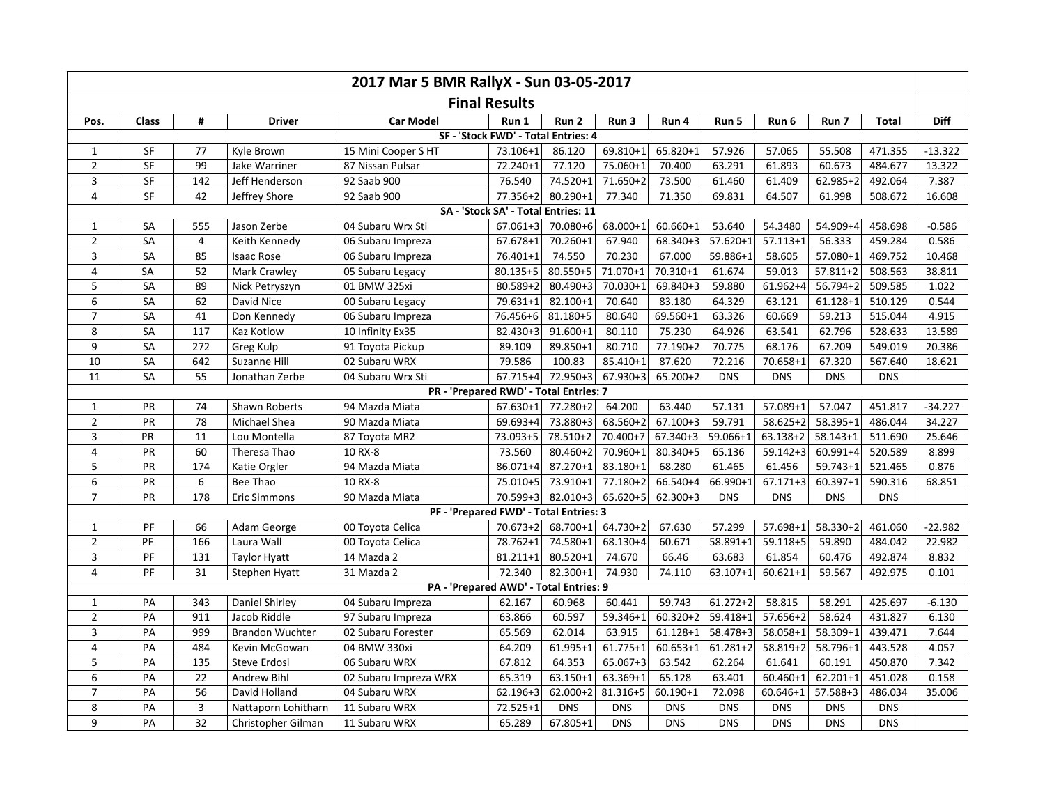# 2017 Mar 5 BMR RallyX - Sun 03-05-2017

## Final Results

| Pos. | Class | # | Driver | Car Model | Run 1 | Run 2 | Run 3 | Run 4 | Run 5 | Run 6 | Run 7 | Total | Diff |
|---|---|---|---|---|---|---|---|---|---|---|---|---|---|
| SF - 'Stock FWD' - Total Entries: 4 | | | | | | | | | | | | | |
| 1 | SF | 77 | Kyle Brown | 15 Mini Cooper S HT | 73.106+1 | 86.120 | 69.810+1 | 65.820+1 | 57.926 | 57.065 | 55.508 | 471.355 | -13.322 |
| 2 | SF | 99 | Jake Warriner | 87 Nissan Pulsar | 72.240+1 | 77.120 | 75.060+1 | 70.400 | 63.291 | 61.893 | 60.673 | 484.677 | 13.322 |
| 3 | SF | 142 | Jeff Henderson | 92 Saab 900 | 76.540 | 74.520+1 | 71.650+2 | 73.500 | 61.460 | 61.409 | 62.985+2 | 492.064 | 7.387 |
| 4 | SF | 42 | Jeffrey Shore | 92 Saab 900 | 77.356+2 | 80.290+1 | 77.340 | 71.350 | 69.831 | 64.507 | 61.998 | 508.672 | 16.608 |
| SA - 'Stock SA' - Total Entries: 11 | | | | | | | | | | | | | |
| 1 | SA | 555 | Jason Zerbe | 04 Subaru Wrx Sti | 67.061+3 | 70.080+6 | 68.000+1 | 60.660+1 | 53.640 | 54.3480 | 54.909+4 | 458.698 | -0.586 |
| 2 | SA | 4 | Keith Kennedy | 06 Subaru Impreza | 67.678+1 | 70.260+1 | 67.940 | 68.340+3 | 57.620+1 | 57.113+1 | 56.333 | 459.284 | 0.586 |
| 3 | SA | 85 | Isaac Rose | 06 Subaru Impreza | 76.401+1 | 74.550 | 70.230 | 67.000 | 59.886+1 | 58.605 | 57.080+1 | 469.752 | 10.468 |
| 4 | SA | 52 | Mark Crawley | 05 Subaru Legacy | 80.135+5 | 80.550+5 | 71.070+1 | 70.310+1 | 61.674 | 59.013 | 57.811+2 | 508.563 | 38.811 |
| 5 | SA | 89 | Nick Petryszyn | 01 BMW 325xi | 80.589+2 | 80.490+3 | 70.030+1 | 69.840+3 | 59.880 | 61.962+4 | 56.794+2 | 509.585 | 1.022 |
| 6 | SA | 62 | David Nice | 00 Subaru Legacy | 79.631+1 | 82.100+1 | 70.640 | 83.180 | 64.329 | 63.121 | 61.128+1 | 510.129 | 0.544 |
| 7 | SA | 41 | Don Kennedy | 06 Subaru Impreza | 76.456+6 | 81.180+5 | 80.640 | 69.560+1 | 63.326 | 60.669 | 59.213 | 515.044 | 4.915 |
| 8 | SA | 117 | Kaz Kotlow | 10 Infinity Ex35 | 82.430+3 | 91.600+1 | 80.110 | 75.230 | 64.926 | 63.541 | 62.796 | 528.633 | 13.589 |
| 9 | SA | 272 | Greg Kulp | 91 Toyota Pickup | 89.109 | 89.850+1 | 80.710 | 77.190+2 | 70.775 | 68.176 | 67.209 | 549.019 | 20.386 |
| 10 | SA | 642 | Suzanne Hill | 02 Subaru WRX | 79.586 | 100.83 | 85.410+1 | 87.620 | 72.216 | 70.658+1 | 67.320 | 567.640 | 18.621 |
| 11 | SA | 55 | Jonathan Zerbe | 04 Subaru Wrx Sti | 67.715+4 | 72.950+3 | 67.930+3 | 65.200+2 | DNS | DNS | DNS | DNS | |
| PR - 'Prepared RWD' - Total Entries: 7 | | | | | | | | | | | | | |
| 1 | PR | 74 | Shawn Roberts | 94 Mazda Miata | 67.630+1 | 77.280+2 | 64.200 | 63.440 | 57.131 | 57.089+1 | 57.047 | 451.817 | -34.227 |
| 2 | PR | 78 | Michael Shea | 90 Mazda Miata | 69.693+4 | 73.880+3 | 68.560+2 | 67.100+3 | 59.791 | 58.625+2 | 58.395+1 | 486.044 | 34.227 |
| 3 | PR | 11 | Lou Montella | 87 Toyota MR2 | 73.093+5 | 78.510+2 | 70.400+7 | 67.340+3 | 59.066+1 | 63.138+2 | 58.143+1 | 511.690 | 25.646 |
| 4 | PR | 60 | Theresa Thao | 10 RX-8 | 73.560 | 80.460+2 | 70.960+1 | 80.340+5 | 65.136 | 59.142+3 | 60.991+4 | 520.589 | 8.899 |
| 5 | PR | 174 | Katie Orgler | 94 Mazda Miata | 86.071+4 | 87.270+1 | 83.180+1 | 68.280 | 61.465 | 61.456 | 59.743+1 | 521.465 | 0.876 |
| 6 | PR | 6 | Bee Thao | 10 RX-8 | 75.010+5 | 73.910+1 | 77.180+2 | 66.540+4 | 66.990+1 | 67.171+3 | 60.397+1 | 590.316 | 68.851 |
| 7 | PR | 178 | Eric Simmons | 90 Mazda Miata | 70.599+3 | 82.010+3 | 65.620+5 | 62.300+3 | DNS | DNS | DNS | DNS | |
| PF - 'Prepared FWD' - Total Entries: 3 | | | | | | | | | | | | | |
| 1 | PF | 66 | Adam George | 00 Toyota Celica | 70.673+2 | 68.700+1 | 64.730+2 | 67.630 | 57.299 | 57.698+1 | 58.330+2 | 461.060 | -22.982 |
| 2 | PF | 166 | Laura Wall | 00 Toyota Celica | 78.762+1 | 74.580+1 | 68.130+4 | 60.671 | 58.891+1 | 59.118+5 | 59.890 | 484.042 | 22.982 |
| 3 | PF | 131 | Taylor Hyatt | 14 Mazda 2 | 81.211+1 | 80.520+1 | 74.670 | 66.46 | 63.683 | 61.854 | 60.476 | 492.874 | 8.832 |
| 4 | PF | 31 | Stephen Hyatt | 31 Mazda 2 | 72.340 | 82.300+1 | 74.930 | 74.110 | 63.107+1 | 60.621+1 | 59.567 | 492.975 | 0.101 |
| PA - 'Prepared AWD' - Total Entries: 9 | | | | | | | | | | | | | |
| 1 | PA | 343 | Daniel Shirley | 04 Subaru Impreza | 62.167 | 60.968 | 60.441 | 59.743 | 61.272+2 | 58.815 | 58.291 | 425.697 | -6.130 |
| 2 | PA | 911 | Jacob Riddle | 97 Subaru Impreza | 63.866 | 60.597 | 59.346+1 | 60.320+2 | 59.418+1 | 57.656+2 | 58.624 | 431.827 | 6.130 |
| 3 | PA | 999 | Brandon Wuchter | 02 Subaru Forester | 65.569 | 62.014 | 63.915 | 61.128+1 | 58.478+3 | 58.058+1 | 58.309+1 | 439.471 | 7.644 |
| 4 | PA | 484 | Kevin McGowan | 04 BMW 330xi | 64.209 | 61.995+1 | 61.775+1 | 60.653+1 | 61.281+2 | 58.819+2 | 58.796+1 | 443.528 | 4.057 |
| 5 | PA | 135 | Steve Erdosi | 06 Subaru WRX | 67.812 | 64.353 | 65.067+3 | 63.542 | 62.264 | 61.641 | 60.191 | 450.870 | 7.342 |
| 6 | PA | 22 | Andrew Bihl | 02 Subaru Impreza WRX | 65.319 | 63.150+1 | 63.369+1 | 65.128 | 63.401 | 60.460+1 | 62.201+1 | 451.028 | 0.158 |
| 7 | PA | 56 | David Holland | 04 Subaru WRX | 62.196+3 | 62.000+2 | 81.316+5 | 60.190+1 | 72.098 | 60.646+1 | 57.588+3 | 486.034 | 35.006 |
| 8 | PA | 3 | Nattaporn Lohitharn | 11 Subaru WRX | 72.525+1 | DNS | DNS | DNS | DNS | DNS | DNS | DNS | |
| 9 | PA | 32 | Christopher Gilman | 11 Subaru WRX | 65.289 | 67.805+1 | DNS | DNS | DNS | DNS | DNS | DNS | |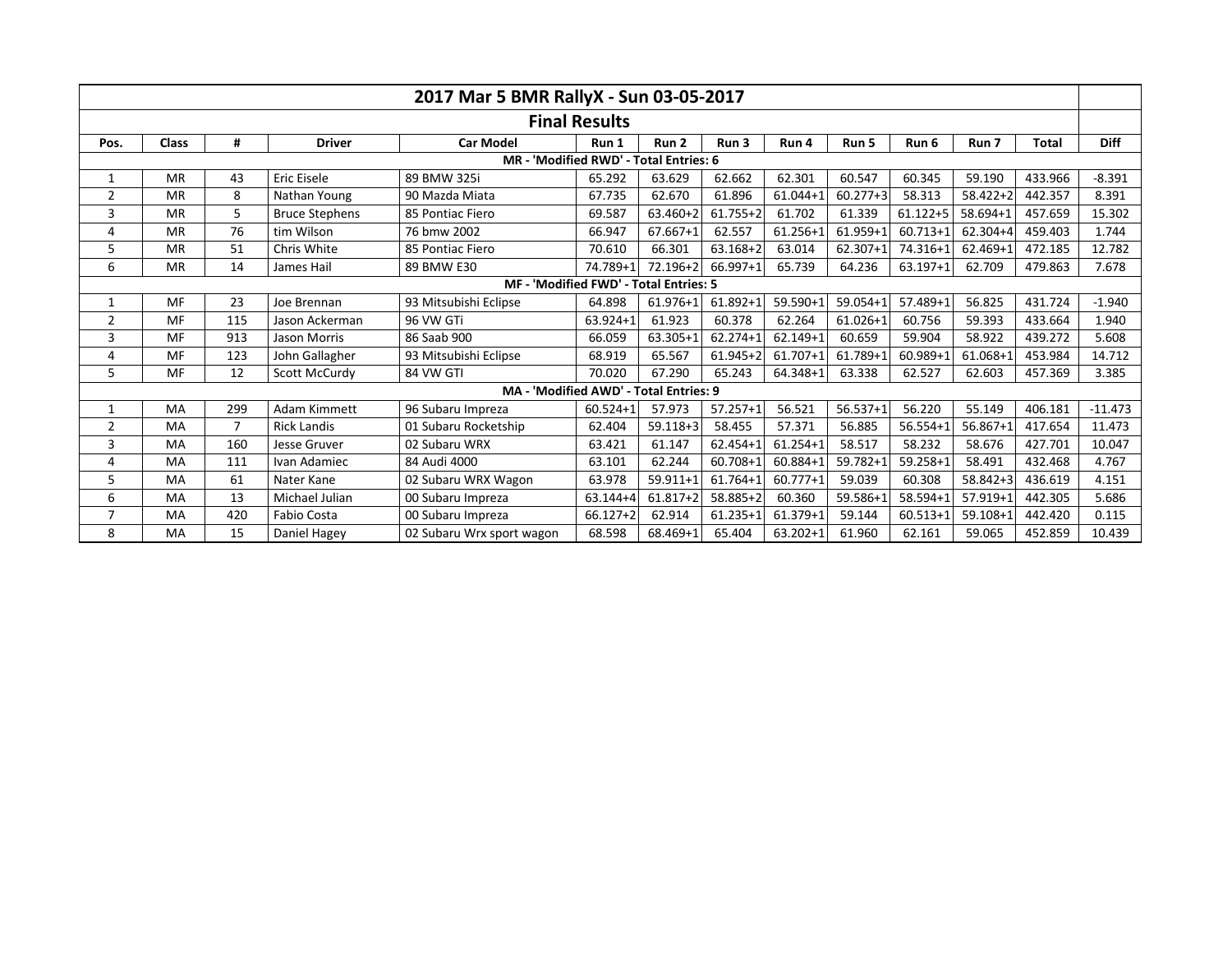| 2017 Mar 5 BMR RallyX - Sun 03-05-2017 | | | | | | | | | | | | | | |
|---|---|---|---|---|---|---|---|---|---|---|---|---|---|---|
| **Final Results** | | | | | | | | | | | | | | |
| **Pos.** | **Class** | **#** | **Driver** | **Car Model** | **Run 1** | **Run 2** | **Run 3** | **Run 4** | **Run 5** | **Run 6** | **Run 7** | **Total** | **Diff** |
| **MR - 'Modified RWD' - Total Entries: 6** | | | | | | | | | | | | | |
| 1 | MR | 43 | Eric Eisele | 89 BMW 325i | 65.292 | 63.629 | 62.662 | 62.301 | 60.547 | 60.345 | 59.190 | 433.966 | -8.391 |
| 2 | MR | 8 | Nathan Young | 90 Mazda Miata | 67.735 | 62.670 | 61.896 | 61.044+1 | 60.277+3 | 58.313 | 58.422+2 | 442.357 | 8.391 |
| 3 | MR | 5 | Bruce Stephens | 85 Pontiac Fiero | 69.587 | 63.460+2 | 61.755+2 | 61.702 | 61.339 | 61.122+5 | 58.694+1 | 457.659 | 15.302 |
| 4 | MR | 76 | tim Wilson | 76 bmw 2002 | 66.947 | 67.667+1 | 62.557 | 61.256+1 | 61.959+1 | 60.713+1 | 62.304+4 | 459.403 | 1.744 |
| 5 | MR | 51 | Chris White | 85 Pontiac Fiero | 70.610 | 66.301 | 63.168+2 | 63.014 | 62.307+1 | 74.316+1 | 62.469+1 | 472.185 | 12.782 |
| 6 | MR | 14 | James Hail | 89 BMW E30 | 74.789+1 | 72.196+2 | 66.997+1 | 65.739 | 64.236 | 63.197+1 | 62.709 | 479.863 | 7.678 |
| **MF - 'Modified FWD' - Total Entries: 5** | | | | | | | | | | | | | |
| 1 | MF | 23 | Joe Brennan | 93 Mitsubishi Eclipse | 64.898 | 61.976+1 | 61.892+1 | 59.590+1 | 59.054+1 | 57.489+1 | 56.825 | 431.724 | -1.940 |
| 2 | MF | 115 | Jason Ackerman | 96 VW GTi | 63.924+1 | 61.923 | 60.378 | 62.264 | 61.026+1 | 60.756 | 59.393 | 433.664 | 1.940 |
| 3 | MF | 913 | Jason Morris | 86 Saab 900 | 66.059 | 63.305+1 | 62.274+1 | 62.149+1 | 60.659 | 59.904 | 58.922 | 439.272 | 5.608 |
| 4 | MF | 123 | John Gallagher | 93 Mitsubishi Eclipse | 68.919 | 65.567 | 61.945+2 | 61.707+1 | 61.789+1 | 60.989+1 | 61.068+1 | 453.984 | 14.712 |
| 5 | MF | 12 | Scott McCurdy | 84 VW GTI | 70.020 | 67.290 | 65.243 | 64.348+1 | 63.338 | 62.527 | 62.603 | 457.369 | 3.385 |
| **MA - 'Modified AWD' - Total Entries: 9** | | | | | | | | | | | | | |
| 1 | MA | 299 | Adam Kimmett | 96 Subaru Impreza | 60.524+1 | 57.973 | 57.257+1 | 56.521 | 56.537+1 | 56.220 | 55.149 | 406.181 | -11.473 |
| 2 | MA | 7 | Rick Landis | 01 Subaru Rocketship | 62.404 | 59.118+3 | 58.455 | 57.371 | 56.885 | 56.554+1 | 56.867+1 | 417.654 | 11.473 |
| 3 | MA | 160 | Jesse Gruver | 02 Subaru WRX | 63.421 | 61.147 | 62.454+1 | 61.254+1 | 58.517 | 58.232 | 58.676 | 427.701 | 10.047 |
| 4 | MA | 111 | Ivan Adamiec | 84 Audi 4000 | 63.101 | 62.244 | 60.708+1 | 60.884+1 | 59.782+1 | 59.258+1 | 58.491 | 432.468 | 4.767 |
| 5 | MA | 61 | Nater Kane | 02 Subaru WRX Wagon | 63.978 | 59.911+1 | 61.764+1 | 60.777+1 | 59.039 | 60.308 | 58.842+3 | 436.619 | 4.151 |
| 6 | MA | 13 | Michael Julian | 00 Subaru Impreza | 63.144+4 | 61.817+2 | 58.885+2 | 60.360 | 59.586+1 | 58.594+1 | 57.919+1 | 442.305 | 5.686 |
| 7 | MA | 420 | Fabio Costa | 00 Subaru Impreza | 66.127+2 | 62.914 | 61.235+1 | 61.379+1 | 59.144 | 60.513+1 | 59.108+1 | 442.420 | 0.115 |
| 8 | MA | 15 | Daniel Hagey | 02 Subaru Wrx sport wagon | 68.598 | 68.469+1 | 65.404 | 63.202+1 | 61.960 | 62.161 | 59.065 | 452.859 | 10.439 |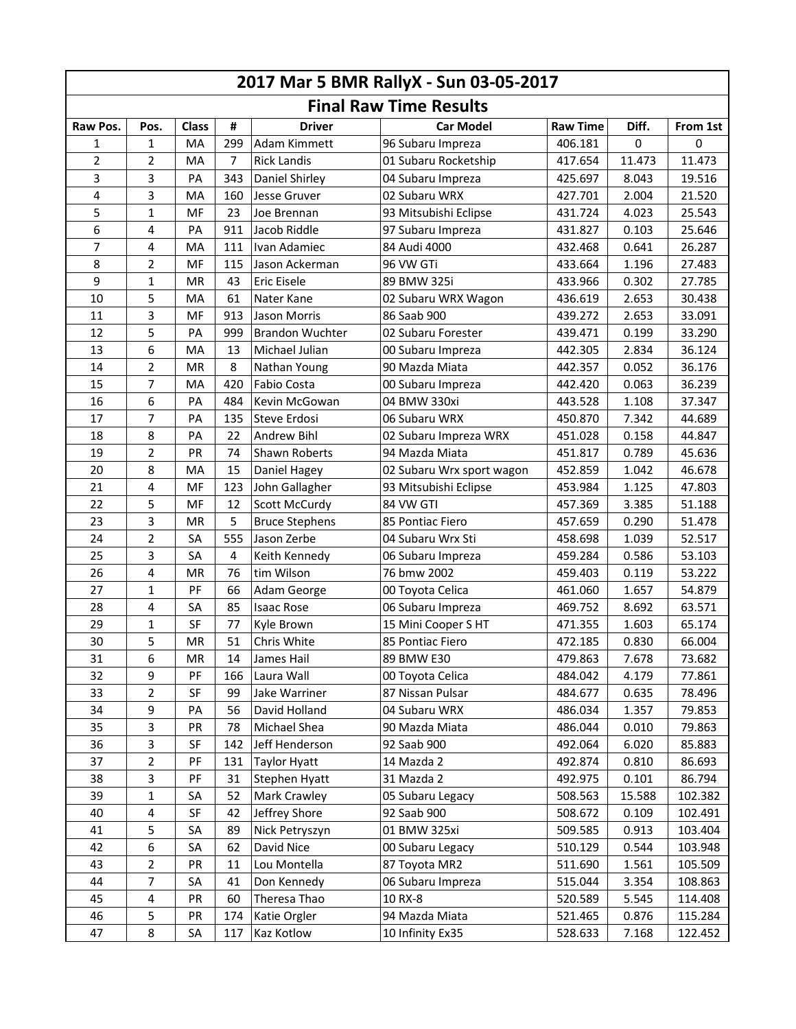# 2017 Mar 5 BMR RallyX - Sun 03-05-2017

## Final Raw Time Results

| Raw Pos. | Pos. | Class | # | Driver | Car Model | Raw Time | Diff. | From 1st |
|---|---|---|---|---|---|---|---|---|
| 1 | 1 | MA | 299 | Adam Kimmett | 96 Subaru Impreza | 406.181 | 0 | 0 |
| 2 | 2 | MA | 7 | Rick Landis | 01 Subaru Rocketship | 417.654 | 11.473 | 11.473 |
| 3 | 3 | PA | 343 | Daniel Shirley | 04 Subaru Impreza | 425.697 | 8.043 | 19.516 |
| 4 | 3 | MA | 160 | Jesse Gruver | 02 Subaru WRX | 427.701 | 2.004 | 21.520 |
| 5 | 1 | MF | 23 | Joe Brennan | 93 Mitsubishi Eclipse | 431.724 | 4.023 | 25.543 |
| 6 | 4 | PA | 911 | Jacob Riddle | 97 Subaru Impreza | 431.827 | 0.103 | 25.646 |
| 7 | 4 | MA | 111 | Ivan Adamiec | 84 Audi 4000 | 432.468 | 0.641 | 26.287 |
| 8 | 2 | MF | 115 | Jason Ackerman | 96 VW GTi | 433.664 | 1.196 | 27.483 |
| 9 | 1 | MR | 43 | Eric Eisele | 89 BMW 325i | 433.966 | 0.302 | 27.785 |
| 10 | 5 | MA | 61 | Nater Kane | 02 Subaru WRX Wagon | 436.619 | 2.653 | 30.438 |
| 11 | 3 | MF | 913 | Jason Morris | 86 Saab 900 | 439.272 | 2.653 | 33.091 |
| 12 | 5 | PA | 999 | Brandon Wuchter | 02 Subaru Forester | 439.471 | 0.199 | 33.290 |
| 13 | 6 | MA | 13 | Michael Julian | 00 Subaru Impreza | 442.305 | 2.834 | 36.124 |
| 14 | 2 | MR | 8 | Nathan Young | 90 Mazda Miata | 442.357 | 0.052 | 36.176 |
| 15 | 7 | MA | 420 | Fabio Costa | 00 Subaru Impreza | 442.420 | 0.063 | 36.239 |
| 16 | 6 | PA | 484 | Kevin McGowan | 04 BMW 330xi | 443.528 | 1.108 | 37.347 |
| 17 | 7 | PA | 135 | Steve Erdosi | 06 Subaru WRX | 450.870 | 7.342 | 44.689 |
| 18 | 8 | PA | 22 | Andrew Bihl | 02 Subaru Impreza WRX | 451.028 | 0.158 | 44.847 |
| 19 | 2 | PR | 74 | Shawn Roberts | 94 Mazda Miata | 451.817 | 0.789 | 45.636 |
| 20 | 8 | MA | 15 | Daniel Hagey | 02 Subaru Wrx sport wagon | 452.859 | 1.042 | 46.678 |
| 21 | 4 | MF | 123 | John Gallagher | 93 Mitsubishi Eclipse | 453.984 | 1.125 | 47.803 |
| 22 | 5 | MF | 12 | Scott McCurdy | 84 VW GTI | 457.369 | 3.385 | 51.188 |
| 23 | 3 | MR | 5 | Bruce Stephens | 85 Pontiac Fiero | 457.659 | 0.290 | 51.478 |
| 24 | 2 | SA | 555 | Jason Zerbe | 04 Subaru Wrx Sti | 458.698 | 1.039 | 52.517 |
| 25 | 3 | SA | 4 | Keith Kennedy | 06 Subaru Impreza | 459.284 | 0.586 | 53.103 |
| 26 | 4 | MR | 76 | tim Wilson | 76 bmw 2002 | 459.403 | 0.119 | 53.222 |
| 27 | 1 | PF | 66 | Adam George | 00 Toyota Celica | 461.060 | 1.657 | 54.879 |
| 28 | 4 | SA | 85 | Isaac Rose | 06 Subaru Impreza | 469.752 | 8.692 | 63.571 |
| 29 | 1 | SF | 77 | Kyle Brown | 15 Mini Cooper S HT | 471.355 | 1.603 | 65.174 |
| 30 | 5 | MR | 51 | Chris White | 85 Pontiac Fiero | 472.185 | 0.830 | 66.004 |
| 31 | 6 | MR | 14 | James Hail | 89 BMW E30 | 479.863 | 7.678 | 73.682 |
| 32 | 9 | PF | 166 | Laura Wall | 00 Toyota Celica | 484.042 | 4.179 | 77.861 |
| 33 | 2 | SF | 99 | Jake Warriner | 87 Nissan Pulsar | 484.677 | 0.635 | 78.496 |
| 34 | 9 | PA | 56 | David Holland | 04 Subaru WRX | 486.034 | 1.357 | 79.853 |
| 35 | 3 | PR | 78 | Michael Shea | 90 Mazda Miata | 486.044 | 0.010 | 79.863 |
| 36 | 3 | SF | 142 | Jeff Henderson | 92 Saab 900 | 492.064 | 6.020 | 85.883 |
| 37 | 2 | PF | 131 | Taylor Hyatt | 14 Mazda 2 | 492.874 | 0.810 | 86.693 |
| 38 | 3 | PF | 31 | Stephen Hyatt | 31 Mazda 2 | 492.975 | 0.101 | 86.794 |
| 39 | 1 | SA | 52 | Mark Crawley | 05 Subaru Legacy | 508.563 | 15.588 | 102.382 |
| 40 | 4 | SF | 42 | Jeffrey Shore | 92 Saab 900 | 508.672 | 0.109 | 102.491 |
| 41 | 5 | SA | 89 | Nick Petryszyn | 01 BMW 325xi | 509.585 | 0.913 | 103.404 |
| 42 | 6 | SA | 62 | David Nice | 00 Subaru Legacy | 510.129 | 0.544 | 103.948 |
| 43 | 2 | PR | 11 | Lou Montella | 87 Toyota MR2 | 511.690 | 1.561 | 105.509 |
| 44 | 7 | SA | 41 | Don Kennedy | 06 Subaru Impreza | 515.044 | 3.354 | 108.863 |
| 45 | 4 | PR | 60 | Theresa Thao | 10 RX-8 | 520.589 | 5.545 | 114.408 |
| 46 | 5 | PR | 174 | Katie Orgler | 94 Mazda Miata | 521.465 | 0.876 | 115.284 |
| 47 | 8 | SA | 117 | Kaz Kotlow | 10 Infinity Ex35 | 528.633 | 7.168 | 122.452 |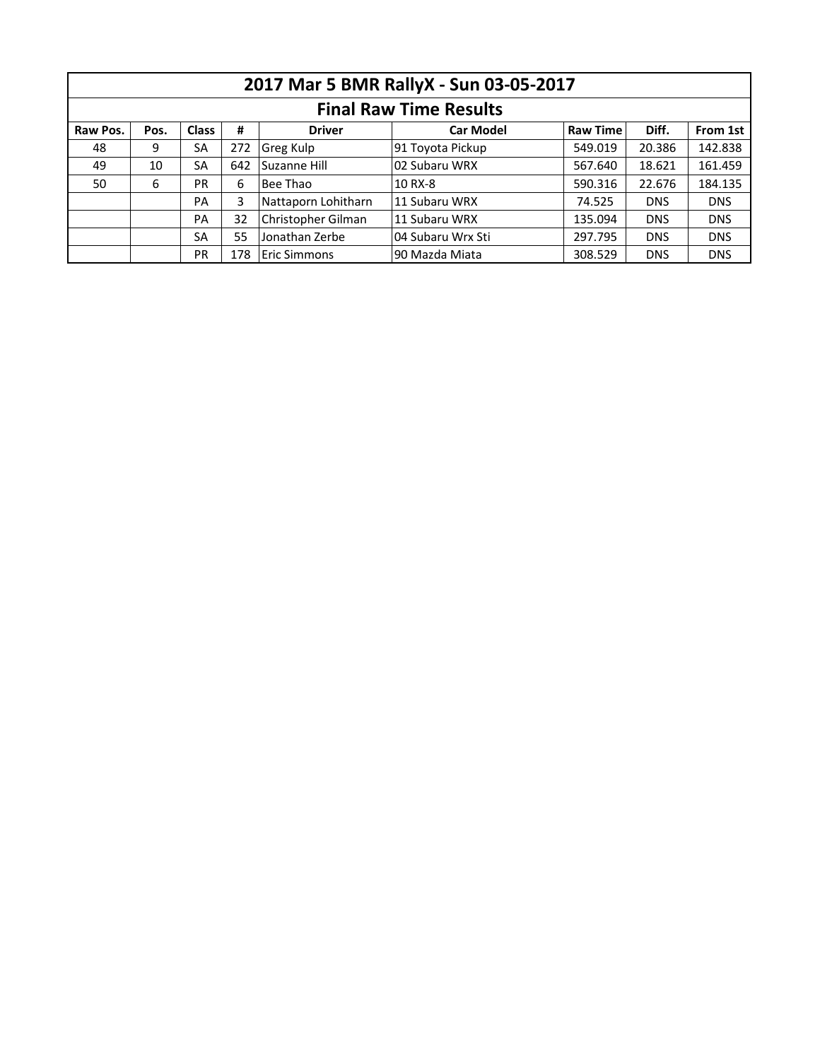| 2017 Mar 5 BMR RallyX - Sun 03-05-2017 | | | | | | | | |
|---|---|---|---|---|---|---|---|---|
| **Final Raw Time Results** | | | | | | | | |
| **Raw Pos.** | **Pos.** | **Class** | **#** | **Driver** | **Car Model** | **Raw Time** | **Diff.** | **From 1st** |
| 48 | 9 | SA | 272 | Greg Kulp | 91 Toyota Pickup | 549.019 | 20.386 | 142.838 |
| 49 | 10 | SA | 642 | Suzanne Hill | 02 Subaru WRX | 567.640 | 18.621 | 161.459 |
| 50 | 6 | PR | 6 | Bee Thao | 10 RX-8 | 590.316 | 22.676 | 184.135 |
| | | PA | 3 | Nattaporn Lohitharn | 11 Subaru WRX | 74.525 | DNS | DNS |
| | | PA | 32 | Christopher Gilman | 11 Subaru WRX | 135.094 | DNS | DNS |
| | | SA | 55 | Jonathan Zerbe | 04 Subaru Wrx Sti | 297.795 | DNS | DNS |
| | | PR | 178 | Eric Simmons | 90 Mazda Miata | 308.529 | DNS | DNS |